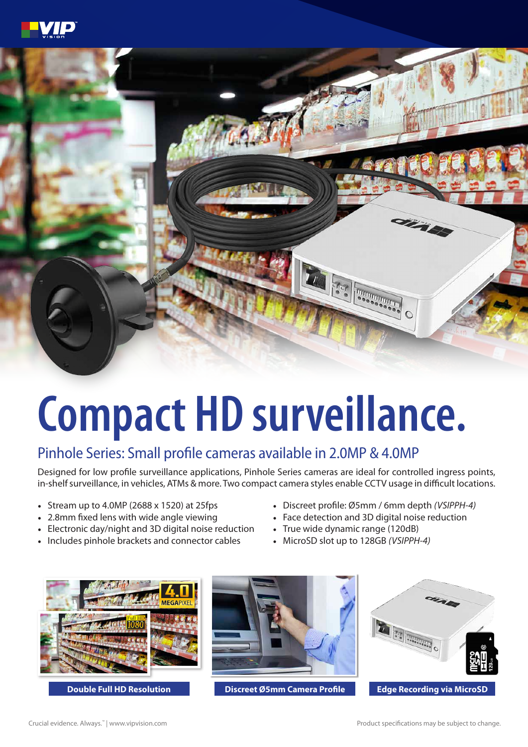# Compact HD surveillance.

## Pinhole Series: Small profile cameras available in 2.0MP & 4.0MP

Designed for low profile surveillance applications, Pinhole Series cameras are ideal for controlled ingress points, in-shelf surveillance, in vehicles, ATMs & more. Two compact camera styles enable CCTV usage in difficult locations.

- Stream up to 4.0MP (2688 x 1520) at 25fps
- 2.8mm fixed lens with wide angle viewing
- Electronic day/night and 3D digital noise reduction
- Includes pinhole brackets and connector cables
- Discreet profile: Ø5mm / 6mm depth *(VSIPPH-4)*
- Face detection and 3D digital noise reduction
- True wide dynamic range (120dB)
- MicroSD slot up to 128GB *(VSIPPH-4)*

**Double Full HD Resolution**

**Discreet Ø5mm Camera Profile**

**Edge Recording via MicroSD**

Crucial evidence. Always.™ | www.vipvision.com

Product specifications may be subject to change.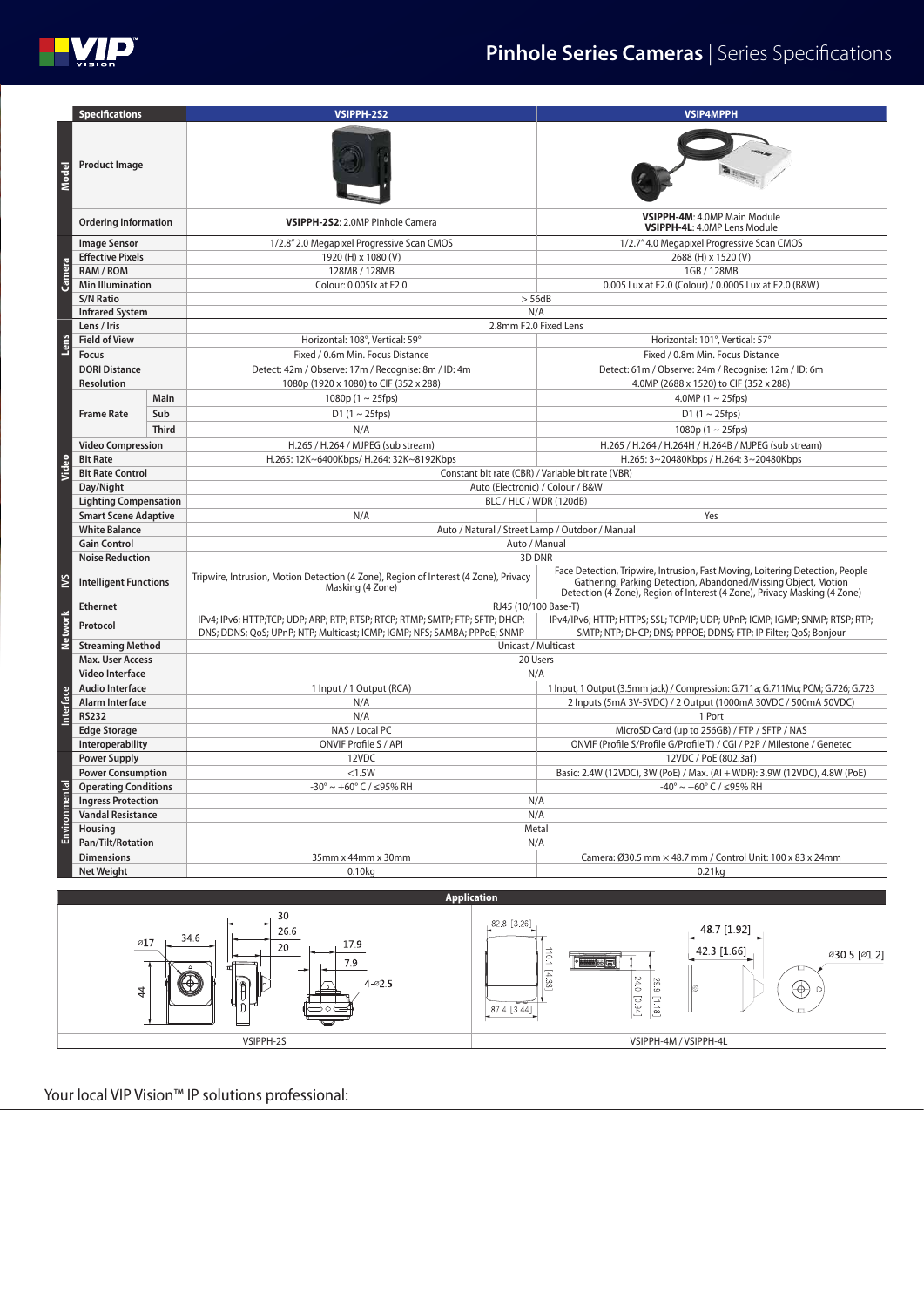# Pinhole Series Cameras | Series Specifications

| | Specifications | | VSIPPH-2S2 | VSIP4MPPH |
|---|---|---|---|---|
| Model | Product Image | | | |
| | Ordering Information | | **VSIPPH-2S2**: 2.0MP Pinhole Camera | **VSIPPH-4M**: 4.0MP Main Module **VSIPPH-4L**: 4.0MP Lens Module |
| Camera | Image Sensor | | 1/2.8" 2.0 Megapixel Progressive Scan CMOS | 1/2.7" 4.0 Megapixel Progressive Scan CMOS |
| | Effective Pixels | | 1920 (H) x 1080 (V) | 2688 (H) x 1520 (V) |
| | RAM / ROM | | 128MB / 128MB | 1GB / 128MB |
| | Min Illumination | | Colour: 0.005lx at F2.0 | 0.005 Lux at F2.0 (Colour) / 0.0005 Lux at F2.0 (B&W) |
| | S/N Ratio | | > 56dB | > 56dB |
| | Infrared System | | N/A | N/A |
| Lens | Lens / Iris | | 2.8mm F2.0 Fixed Lens | 2.8mm F2.0 Fixed Lens |
| | Field of View | | Horizontal: 108°, Vertical: 59° | Horizontal: 101°, Vertical: 57° |
| | Focus | | Fixed / 0.6m Min. Focus Distance | Fixed / 0.8m Min. Focus Distance |
| | DORI Distance | | Detect: 42m / Observe: 17m / Recognise: 8m / ID: 4m | Detect: 61m / Observe: 24m / Recognise: 12m / ID: 6m |
| Video | Resolution | | 1080p (1920 x 1080) to CIF (352 x 288) | 4.0MP (2688 x 1520) to CIF (352 x 288) |
| | Frame Rate | Main | 1080p (1 ~ 25fps) | 4.0MP (1 ~ 25fps) |
| | | Sub | D1 (1 ~ 25fps) | D1 (1 ~ 25fps) |
| | | Third | N/A | 1080p (1 ~ 25fps) |
| | Video Compression | | H.265 / H.264 / MJPEG (sub stream) | H.265 / H.264 / H.264H / H.264B / MJPEG (sub stream) |
| | Bit Rate | | H.265: 12K~6400Kbps/ H.264: 32K~8192Kbps | H.265: 3~20480Kbps / H.264: 3~20480Kbps |
| | Bit Rate Control | | Constant bit rate (CBR) / Variable bit rate (VBR) | Constant bit rate (CBR) / Variable bit rate (VBR) |
| | Day/Night | | Auto (Electronic) / Colour / B&W | Auto (Electronic) / Colour / B&W |
| | Lighting Compensation | | BLC / HLC / WDR (120dB) | BLC / HLC / WDR (120dB) |
| | Smart Scene Adaptive | | N/A | Yes |
| | White Balance | | Auto / Natural / Street Lamp / Outdoor / Manual | Auto / Natural / Street Lamp / Outdoor / Manual |
| | Gain Control | | Auto / Manual | Auto / Manual |
| | Noise Reduction | | 3D DNR | 3D DNR |
| IVS | Intelligent Functions | | Tripwire, Intrusion, Motion Detection (4 Zone), Region of Interest (4 Zone), Privacy Masking (4 Zone) | Face Detection, Tripwire, Intrusion, Fast Moving, Loitering Detection, People Gathering, Parking Detection, Abandoned/Missing Object, Motion Detection (4 Zone), Region of Interest (4 Zone), Privacy Masking (4 Zone) |
| Network | Ethernet | | RJ45 (10/100 Base-T) | RJ45 (10/100 Base-T) |
| | Protocol | | IPv4; IPv6; HTTP;TCP; UDP; ARP; RTP; RTSP; RTCP; RTMP; SMTP; FTP; SFTP; DHCP; DNS; DDNS; QoS; UPnP; NTP; Multicast; ICMP; IGMP; NFS; SAMBA; PPPoE; SNMP | IPv4/IPv6; HTTP; HTTPS; SSL; TCP/IP; UDP; UPnP; ICMP; IGMP; SNMP; RTSP; RTP; SMTP; NTP; DHCP; DNS; PPPOE; DDNS; FTP; IP Filter; QoS; Bonjour |
| | Streaming Method | | Unicast / Multicast | Unicast / Multicast |
| | Max. User Access | | 20 Users | 20 Users |
| Interface | Video Interface | | N/A | N/A |
| | Audio Interface | | 1 Input / 1 Output (RCA) | 1 Input, 1 Output (3.5mm jack) / Compression: G.711a; G.711Mu; PCM; G.726; G.723 |
| | Alarm Interface | | N/A | 2 Inputs (5mA 3V-5VDC) / 2 Output (1000mA 30VDC / 500mA 50VDC) |
| | RS232 | | N/A | 1 Port |
| | Edge Storage | | NAS / Local PC | MicroSD Card (up to 256GB) / FTP / SFTP / NAS |
| | Interoperability | | ONVIF Profile S / API | ONVIF (Profile S/Profile G/Profile T) / CGI / P2P / Milestone / Genetec |
| Environmental | Power Supply | | 12VDC | 12VDC / PoE (802.3af) |
| | Power Consumption | | <1.5W | Basic: 2.4W (12VDC), 3W (PoE) / Max. (AI + WDR): 3.9W (12VDC), 4.8W (PoE) |
| | Operating Conditions | | -30° ~ +60° C / ≤95% RH | -40° ~ +60° C / ≤95% RH |
| | Ingress Protection | | N/A | N/A |
| | Vandal Resistance | | N/A | N/A |
| | Housing | | Metal | Metal |
| | Pan/Tilt/Rotation | | N/A | N/A |
| | Dimensions | | 35mm x 44mm x 30mm | Camera: Ø30.5 mm × 48.7 mm / Control Unit: 100 x 83 x 24mm |
| | Net Weight | | 0.10kg | 0.21kg |

## Application

Ø17
34.6
44
30
26.6
20
17.9
7.9
4-Ø2.5

VSIPPH-2S

82.8 [3.26]
110.1 [4.33]
87.4 [3.44]
24.0 [0.94]
29.9 [1.18]
48.7 [1.92]
42.3 [1.66]
Ø30.5 [Ø1.2]

VSIPPH-4M / VSIPPH-4L

Your local VIP Vision™ IP solutions professional: